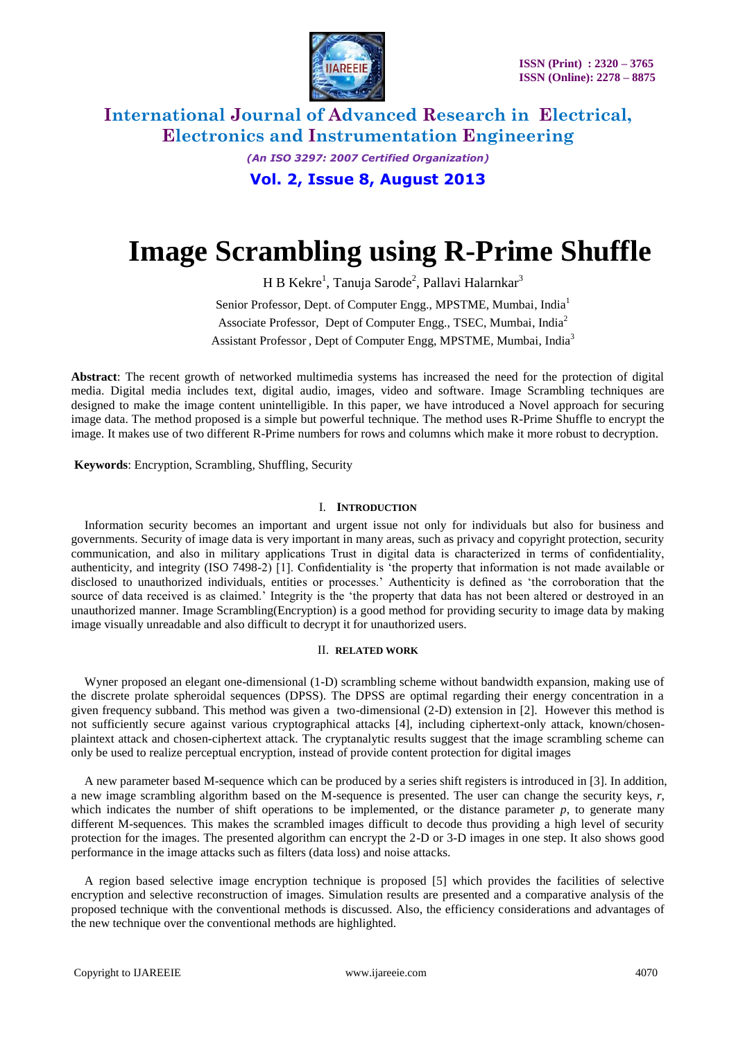# Image Scrambling using R-Prime Shuffle

H B Kekre[1], Tanuja Sarode[2], Pallavi Halarnkar[3]

Senior Professor, Dept. of Computer Engg., MPSTME, Mumbai, India[1]

Associate Professor, Dept of Computer Engg., TSEC, Mumbai, India[2]

Assistant Professor , Dept of Computer Engg, MPSTME, Mumbai, India[3]

**Abstract**: The recent growth of networked multimedia systems has increased the need for the protection of digital media. Digital media includes text, digital audio, images, video and software. Image Scrambling techniques are designed to make the image content unintelligible. In this paper, we have introduced a Novel approach for securing image data. The method proposed is a simple but powerful technique. The method uses R-Prime Shuffle to encrypt the image. It makes use of two different R-Prime numbers for rows and columns which make it more robust to decryption.

**Keywords**: Encryption, Scrambling, Shuffling, Security

## I. Introduction

Information security becomes an important and urgent issue not only for individuals but also for business and governments. Security of image data is very important in many areas, such as privacy and copyright protection, security communication, and also in military applications Trust in digital data is characterized in terms of confidentiality, authenticity, and integrity (ISO 7498-2) [1]. Confidentiality is 'the property that information is not made available or disclosed to unauthorized individuals, entities or processes.' Authenticity is defined as 'the corroboration that the source of data received is as claimed.' Integrity is the 'the property that data has not been altered or destroyed in an unauthorized manner. Image Scrambling(Encryption) is a good method for providing security to image data by making image visually unreadable and also difficult to decrypt it for unauthorized users.

## II. Related Work

Wyner proposed an elegant one-dimensional (1-D) scrambling scheme without bandwidth expansion, making use of the discrete prolate spheroidal sequences (DPSS). The DPSS are optimal regarding their energy concentration in a given frequency subband. This method was given a two-dimensional (2-D) extension in [2]. However this method is not sufficiently secure against various cryptographical attacks [4], including ciphertext-only attack, known/chosen-plaintext attack and chosen-ciphertext attack. The cryptanalytic results suggest that the image scrambling scheme can only be used to realize perceptual encryption, instead of provide content protection for digital images

A new parameter based M-sequence which can be produced by a series shift registers is introduced in [3]. In addition, a new image scrambling algorithm based on the M-sequence is presented. The user can change the security keys, *r*, which indicates the number of shift operations to be implemented, or the distance parameter *p*, to generate many different M-sequences. This makes the scrambled images difficult to decode thus providing a high level of security protection for the images. The presented algorithm can encrypt the 2-D or 3-D images in one step. It also shows good performance in the image attacks such as filters (data loss) and noise attacks.

A region based selective image encryption technique is proposed [5] which provides the facilities of selective encryption and selective reconstruction of images. Simulation results are presented and a comparative analysis of the proposed technique with the conventional methods is discussed. Also, the efficiency considerations and advantages of the new technique over the conventional methods are highlighted.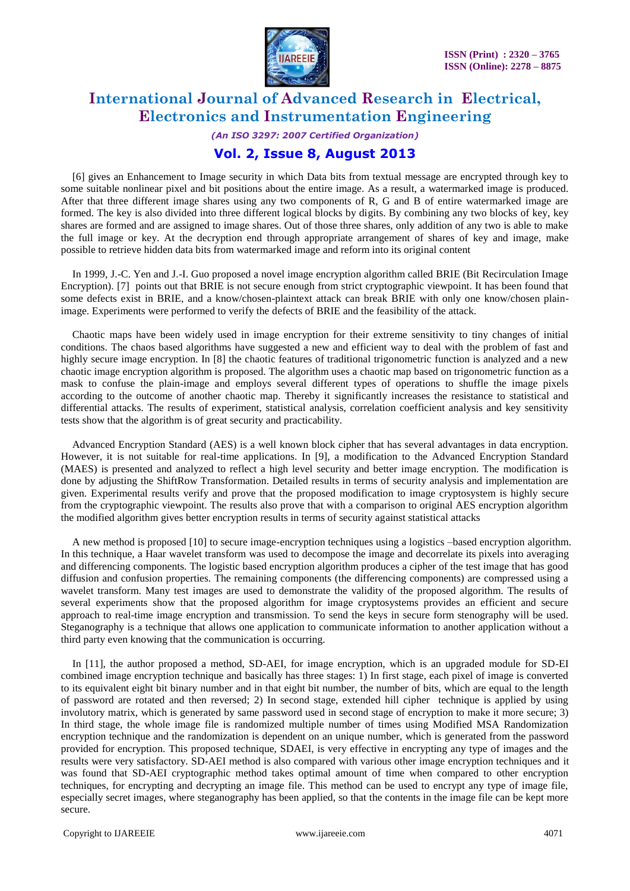[6] gives an Enhancement to Image security in which Data bits from textual message are encrypted through key to some suitable nonlinear pixel and bit positions about the entire image. As a result, a watermarked image is produced. After that three different image shares using any two components of R, G and B of entire watermarked image are formed. The key is also divided into three different logical blocks by digits. By combining any two blocks of key, key shares are formed and are assigned to image shares. Out of those three shares, only addition of any two is able to make the full image or key. At the decryption end through appropriate arrangement of shares of key and image, make possible to retrieve hidden data bits from watermarked image and reform into its original content

In 1999, J.-C. Yen and J.-I. Guo proposed a novel image encryption algorithm called BRIE (Bit Recirculation Image Encryption). [7] points out that BRIE is not secure enough from strict cryptographic viewpoint. It has been found that some defects exist in BRIE, and a know/chosen-plaintext attack can break BRIE with only one know/chosen plain-image. Experiments were performed to verify the defects of BRIE and the feasibility of the attack.

Chaotic maps have been widely used in image encryption for their extreme sensitivity to tiny changes of initial conditions. The chaos based algorithms have suggested a new and efficient way to deal with the problem of fast and highly secure image encryption. In [8] the chaotic features of traditional trigonometric function is analyzed and a new chaotic image encryption algorithm is proposed. The algorithm uses a chaotic map based on trigonometric function as a mask to confuse the plain-image and employs several different types of operations to shuffle the image pixels according to the outcome of another chaotic map. Thereby it significantly increases the resistance to statistical and differential attacks. The results of experiment, statistical analysis, correlation coefficient analysis and key sensitivity tests show that the algorithm is of great security and practicability.

Advanced Encryption Standard (AES) is a well known block cipher that has several advantages in data encryption. However, it is not suitable for real-time applications. In [9], a modification to the Advanced Encryption Standard (MAES) is presented and analyzed to reflect a high level security and better image encryption. The modification is done by adjusting the ShiftRow Transformation. Detailed results in terms of security analysis and implementation are given. Experimental results verify and prove that the proposed modification to image cryptosystem is highly secure from the cryptographic viewpoint. The results also prove that with a comparison to original AES encryption algorithm the modified algorithm gives better encryption results in terms of security against statistical attacks

A new method is proposed [10] to secure image-encryption techniques using a logistics –based encryption algorithm. In this technique, a Haar wavelet transform was used to decompose the image and decorrelate its pixels into averaging and differencing components. The logistic based encryption algorithm produces a cipher of the test image that has good diffusion and confusion properties. The remaining components (the differencing components) are compressed using a wavelet transform. Many test images are used to demonstrate the validity of the proposed algorithm. The results of several experiments show that the proposed algorithm for image cryptosystems provides an efficient and secure approach to real-time image encryption and transmission. To send the keys in secure form stenography will be used. Steganography is a technique that allows one application to communicate information to another application without a third party even knowing that the communication is occurring.

In [11], the author proposed a method, SD-AEI, for image encryption, which is an upgraded module for SD-EI combined image encryption technique and basically has three stages: 1) In first stage, each pixel of image is converted to its equivalent eight bit binary number and in that eight bit number, the number of bits, which are equal to the length of password are rotated and then reversed; 2) In second stage, extended hill cipher technique is applied by using involutory matrix, which is generated by same password used in second stage of encryption to make it more secure; 3) In third stage, the whole image file is randomized multiple number of times using Modified MSA Randomization encryption technique and the randomization is dependent on an unique number, which is generated from the password provided for encryption. This proposed technique, SDAEI, is very effective in encrypting any type of images and the results were very satisfactory. SD-AEI method is also compared with various other image encryption techniques and it was found that SD-AEI cryptographic method takes optimal amount of time when compared to other encryption techniques, for encrypting and decrypting an image file. This method can be used to encrypt any type of image file, especially secret images, where steganography has been applied, so that the contents in the image file can be kept more secure.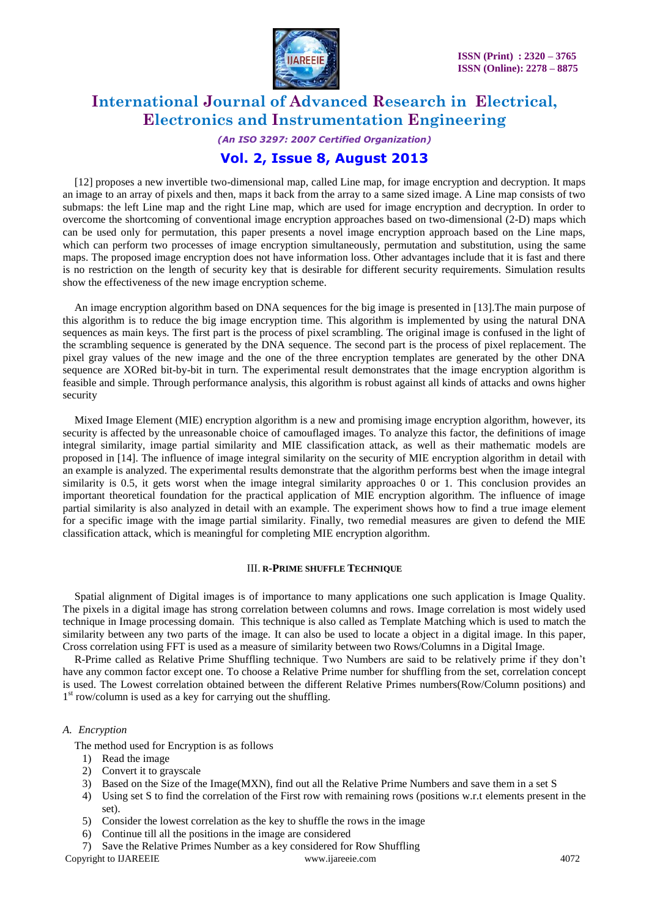[12] proposes a new invertible two-dimensional map, called Line map, for image encryption and decryption. It maps an image to an array of pixels and then, maps it back from the array to a same sized image. A Line map consists of two submaps: the left Line map and the right Line map, which are used for image encryption and decryption. In order to overcome the shortcoming of conventional image encryption approaches based on two-dimensional (2-D) maps which can be used only for permutation, this paper presents a novel image encryption approach based on the Line maps, which can perform two processes of image encryption simultaneously, permutation and substitution, using the same maps. The proposed image encryption does not have information loss. Other advantages include that it is fast and there is no restriction on the length of security key that is desirable for different security requirements. Simulation results show the effectiveness of the new image encryption scheme.

An image encryption algorithm based on DNA sequences for the big image is presented in [13].The main purpose of this algorithm is to reduce the big image encryption time. This algorithm is implemented by using the natural DNA sequences as main keys. The first part is the process of pixel scrambling. The original image is confused in the light of the scrambling sequence is generated by the DNA sequence. The second part is the process of pixel replacement. The pixel gray values of the new image and the one of the three encryption templates are generated by the other DNA sequence are XORed bit-by-bit in turn. The experimental result demonstrates that the image encryption algorithm is feasible and simple. Through performance analysis, this algorithm is robust against all kinds of attacks and owns higher security

Mixed Image Element (MIE) encryption algorithm is a new and promising image encryption algorithm, however, its security is affected by the unreasonable choice of camouflaged images. To analyze this factor, the definitions of image integral similarity, image partial similarity and MIE classification attack, as well as their mathematic models are proposed in [14]. The influence of image integral similarity on the security of MIE encryption algorithm in detail with an example is analyzed. The experimental results demonstrate that the algorithm performs best when the image integral similarity is 0.5, it gets worst when the image integral similarity approaches 0 or 1. This conclusion provides an important theoretical foundation for the practical application of MIE encryption algorithm. The influence of image partial similarity is also analyzed in detail with an example. The experiment shows how to find a true image element for a specific image with the image partial similarity. Finally, two remedial measures are given to defend the MIE classification attack, which is meaningful for completing MIE encryption algorithm.

## III. R-PRIME SHUFFLE TECHNIQUE

Spatial alignment of Digital images is of importance to many applications one such application is Image Quality. The pixels in a digital image has strong correlation between columns and rows. Image correlation is most widely used technique in Image processing domain. This technique is also called as Template Matching which is used to match the similarity between any two parts of the image. It can also be used to locate a object in a digital image. In this paper, Cross correlation using FFT is used as a measure of similarity between two Rows/Columns in a Digital Image.

R-Prime called as Relative Prime Shuffling technique. Two Numbers are said to be relatively prime if they don't have any common factor except one. To choose a Relative Prime number for shuffling from the set, correlation concept is used. The Lowest correlation obtained between the different Relative Primes numbers(Row/Column positions) and 1st row/column is used as a key for carrying out the shuffling.

### A. *Encryption*

The method used for Encryption is as follows

1) Read the image
2) Convert it to grayscale
3) Based on the Size of the Image(MXN), find out all the Relative Prime Numbers and save them in a set S
4) Using set S to find the correlation of the First row with remaining rows (positions w.r.t elements present in the set).
5) Consider the lowest correlation as the key to shuffle the rows in the image
6) Continue till all the positions in the image are considered
7) Save the Relative Primes Number as a key considered for Row Shuffling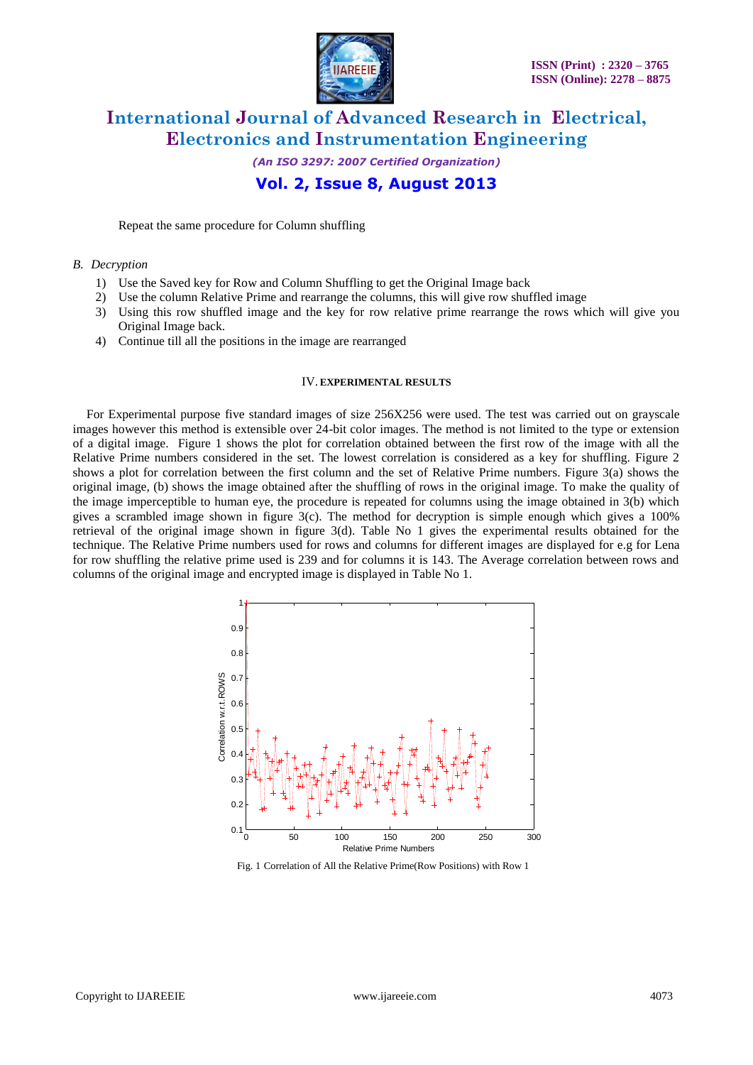Repeat the same procedure for Column shuffling

*B. Decryption*

1) Use the Saved key for Row and Column Shuffling to get the Original Image back
2) Use the column Relative Prime and rearrange the columns, this will give row shuffled image
3) Using this row shuffled image and the key for row relative prime rearrange the rows which will give you Original Image back.
4) Continue till all the positions in the image are rearranged

## IV. EXPERIMENTAL RESULTS

For Experimental purpose five standard images of size 256X256 were used. The test was carried out on grayscale images however this method is extensible over 24-bit color images. The method is not limited to the type or extension of a digital image. Figure 1 shows the plot for correlation obtained between the first row of the image with all the Relative Prime numbers considered in the set. The lowest correlation is considered as a key for shuffling. Figure 2 shows a plot for correlation between the first column and the set of Relative Prime numbers. Figure 3(a) shows the original image, (b) shows the image obtained after the shuffling of rows in the original image. To make the quality of the image imperceptible to human eye, the procedure is repeated for columns using the image obtained in 3(b) which gives a scrambled image shown in figure 3(c). The method for decryption is simple enough which gives a 100% retrieval of the original image shown in figure 3(d). Table No 1 gives the experimental results obtained for the technique. The Relative Prime numbers used for rows and columns for different images are displayed for e.g for Lena for row shuffling the relative prime used is 239 and for columns it is 143. The Average correlation between rows and columns of the original image and encrypted image is displayed in Table No 1.

Fig. 1 Correlation of All the Relative Prime(Row Positions) with Row 1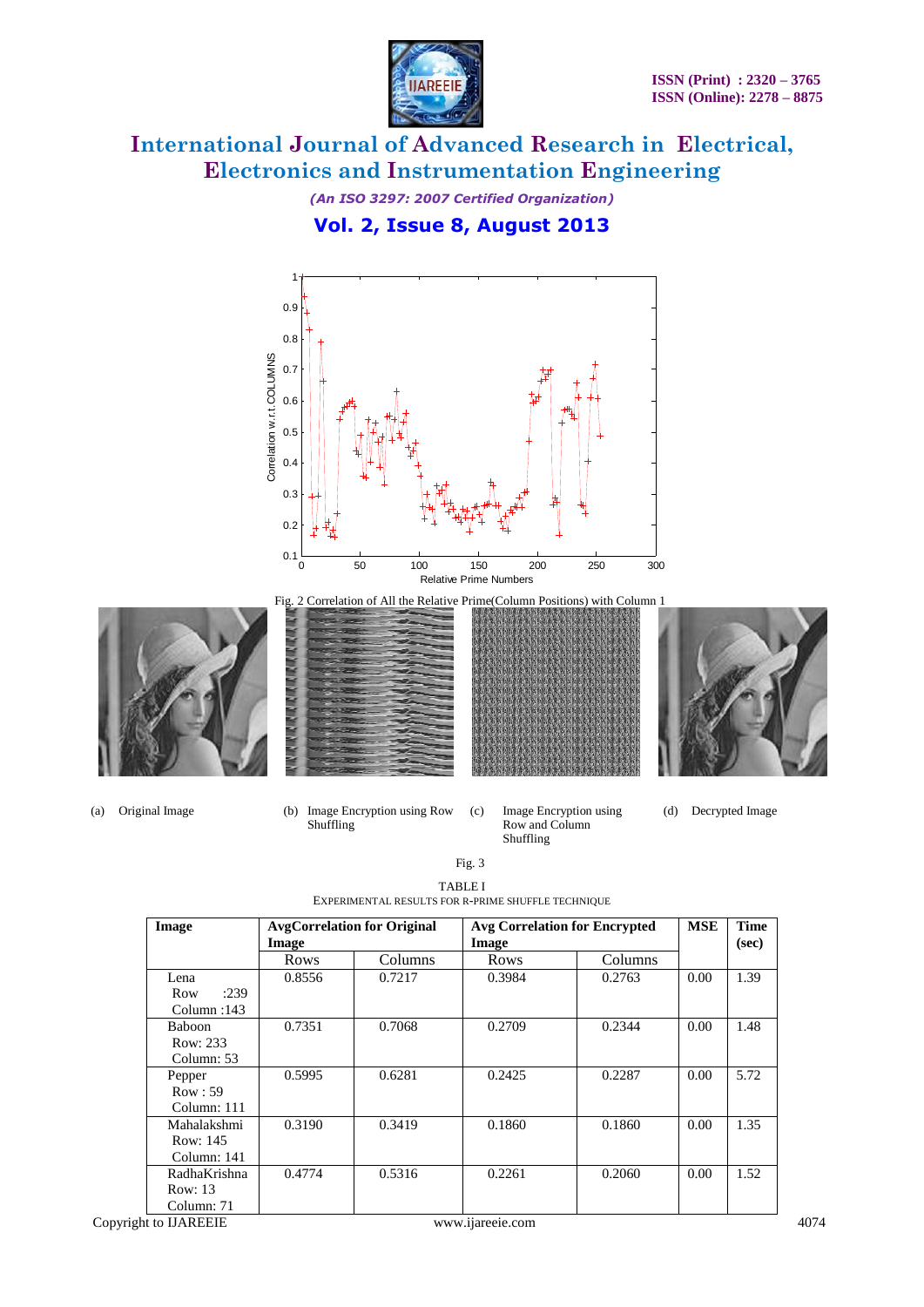Fig. 2 Correlation of All the Relative Prime(Column Positions) with Column 1

(a) Original Image

(b) Image Encryption using Row Shuffling

(c) Image Encryption using Row and Column Shuffling

(d) Decrypted Image

Fig. 3

TABLE I
EXPERIMENTAL RESULTS FOR R-PRIME SHUFFLE TECHNIQUE

| **Image** | **AvgCorrelation for Original Image** | | **Avg Correlation for Encrypted Image** | | **MSE** | **Time (sec)** |
|---|---|---|---|---|---|---|
| | Rows | Columns | Rows | Columns | | |
| Lena Row :239 Column :143 | 0.8556 | 0.7217 | 0.3984 | 0.2763 | 0.00 | 1.39 |
| Baboon Row: 233 Column: 53 | 0.7351 | 0.7068 | 0.2709 | 0.2344 | 0.00 | 1.48 |
| Pepper Row : 59 Column: 111 | 0.5995 | 0.6281 | 0.2425 | 0.2287 | 0.00 | 5.72 |
| Mahalakshmi Row: 145 Column: 141 | 0.3190 | 0.3419 | 0.1860 | 0.1860 | 0.00 | 1.35 |
| RadhaKrishna Row: 13 Column: 71 | 0.4774 | 0.5316 | 0.2261 | 0.2060 | 0.00 | 1.52 |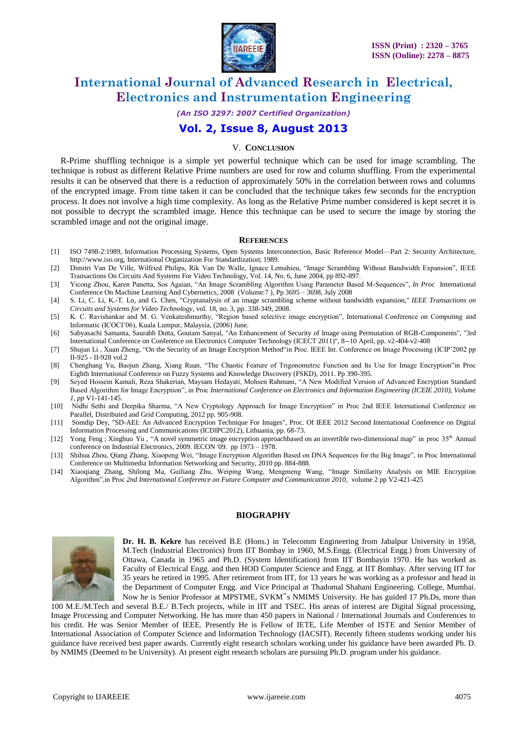## V. CONCLUSION

R-Prime shuffling technique is a simple yet powerful technique which can be used for image scrambling. The technique is robust as different Relative Prime numbers are used for row and column shuffling. From the experimental results it can be observed that there is a reduction of approximately 50% in the correlation between rows and columns of the encrypted image. From time taken it can be concluded that the technique takes few seconds for the encryption process. It does not involve a high time complexity. As long as the Relative Prime number considered is kept secret it is not possible to decrypt the scrambled image. Hence this technique can be used to secure the image by storing the scrambled image and not the original image.

## REFERENCES

[1] ISO 7498-2:1989, Information Processing Systems, Open Systems Interconnection, Basic Reference Model—Part 2: Security Architecture, http://www.iso.org, International Organization For Standardization; 1989.

[2] Dimitri Van De Ville, Wilfried Philips, Rik Van De Walle, Ignace Lemahieu, "Image Scrambling Without Bandwidth Expansion", IEEE Transactions On Circuits And Systems For Video Technology, Vol. 14, No. 6, June 2004, pp 892-897.

[3] Yicong Zhou, Karen Panetta, Sos Agaian, "An Image Scrambling Algorithm Using Parameter Based M-Sequences", *In Proc* International Conference On Machine Learning And Cybernetics, 2008 (Volume:7 ), Pp 3695 – 3698, July 2008

[4] S. Li, C. Li, K.-T. Lo, and G. Chen, "Cryptanalysis of an image scrambling scheme without bandwidth expansion," *IEEE Transactions on Circuits and Systems for Video Technology*, vol. 18, no. 3, pp. 338-349, 2008.

[5] K. C. Ravishankar and M. G. Venkateshmurthy, "Region based selective image encryption", International Conference on Computing and Informatic (ICOCI'06), Kuala Lumpur, Malaysia, (2006) June.

[6] Sabyasachi Samanta, Saurabh Dutta, Goutam Sanyal, "An Enhancement of Security of Image using Permutation of RGB-Components", "3rd International Conference on Conference on Electronics Computer Technology (ICECT 2011)", 8--10 April, pp. v2-404-v2-408

[7] Shujun Li , Xuan Zheng, "On the Security of an Image Encryption Method"in Proc. IEEE Int. Conference on Image Processing (ICIP'2002 pp II-925 - II-928 vol.2

[8] Chenghang Yu, Baojun Zhang, Xiang Ruan, "The Chaotic Feature of Trigonometric Function and Its Use for Image Encryption"in Proc Eighth International Conference on Fuzzy Systems and Knowledge Discovery (FSKD), 2011. Pp 390-395.

[9] Seyed Hossein Kamali, Reza Shakerian, Maysam Hedayati, Mohsen Rahmani, "A New Modified Version of Advanced Encryption Standard Based Algorithm for Image Encryption", in Proc *International Conference on Electronics and Information Engineering (ICEIE 2010), Volume 1, pp* V1-141-145.

[10] Nidhi Sethi and Deepika Sharma, "A New Cryptology Approach for Image Encryption" in Proc 2nd IEEE International Conference on Parallel, Distributed and Grid Computing, 2012 pp. 905-908.

[11] Somdip Dey, "SD-AEI: An Advanced Encryption Technique For Images", Proc. Of IEEE 2012 Second International Conference on Digital Information Processing and Communications (ICDIPC2012), Lithuania, pp. 68-73.

[12] Yong Feng ; Xinghuo Yu , "A novel symmetric image encryption approachbased on an invertible two-dimensional map" in proc 35th Annual conference on Industrial Electronics, 2009. IECON '09. pp 1973 – 1978.

[13] Shihua Zhou, Qiang Zhang, Xiaopeng Wei, "Image Encryption Algorithm Based on DNA Sequences for the Big Image", in Proc International Conference on Multimedia Information Networking and Security, 2010 pp. 884-888.

[14] Xiaoqiang Zhang, Shilong Ma, Guiliang Zhu, Weiping Wang, Mengmeng Wang, "Image Similarity Analysis on MIE Encryption Algorithm",in Proc *2nd International Conference on Future Computer and Communication 2010*, volume 2 pp V2-421-425

## BIOGRAPHY

**Dr. H. B. Kekre** has received B.E (Hons.) in Telecomm Engineering from Jabalpur University in 1958, M.Tech (Industrial Electronics) from IIT Bombay in 1960, M.S.Engg. (Electrical Engg.) from University of Ottawa, Canada in 1965 and Ph.D. (System Identification) from IIT Bombayin 1970. He has worked as Faculty of Electrical Engg. and then HOD Computer Science and Engg. at IIT Bombay. After serving IIT for 35 years he retired in 1995. After retirement from IIT, for 13 years he was working as a professor and head in the Department of Computer Engg. and Vice Principal at Thadomal Shahani Engineering. College, Mumbai. Now he is Senior Professor at MPSTME, SVKM"s NMIMS University. He has guided 17 Ph.Ds, more than 100 M.E./M.Tech and several B.E./ B.Tech projects, while in IIT and TSEC. His areas of interest are Digital Signal processing, Image Processing and Computer Networking. He has more than 450 papers in National / International Journals and Conferences to his credit. He was Senior Member of IEEE. Presently He is Fellow of IETE, Life Member of ISTE and Senior Member of International Association of Computer Science and Information Technology (IACSIT). Recently fifteen students working under his guidance have received best paper awards. Currently eight research scholars working under his guidance have been awarded Ph. D. by NMIMS (Deemed to be University). At present eight research scholars are pursuing Ph.D. program under his guidance.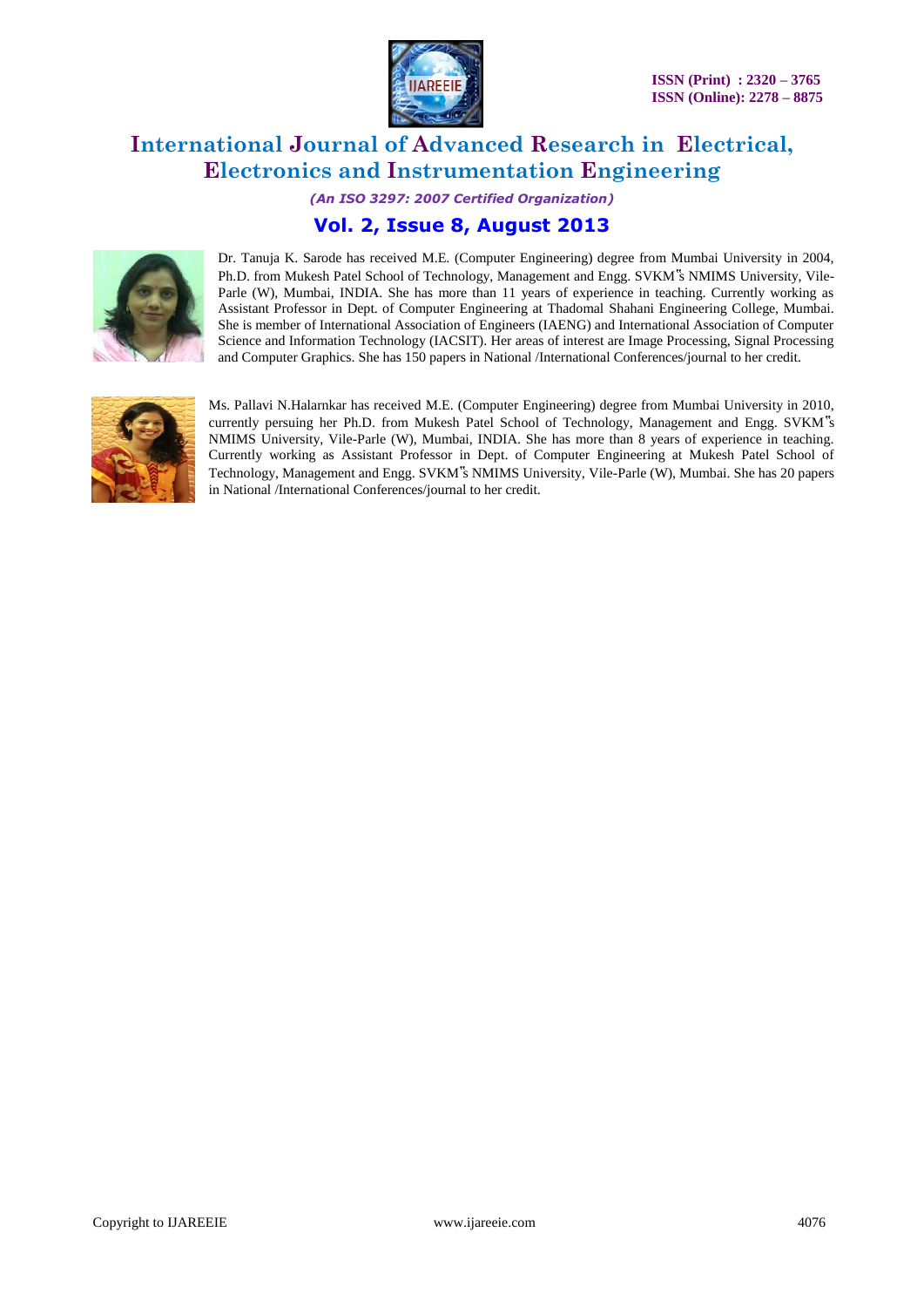Dr. Tanuja K. Sarode has received M.E. (Computer Engineering) degree from Mumbai University in 2004, Ph.D. from Mukesh Patel School of Technology, Management and Engg. SVKM"s NMIMS University, Vile-Parle (W), Mumbai, INDIA. She has more than 11 years of experience in teaching. Currently working as Assistant Professor in Dept. of Computer Engineering at Thadomal Shahani Engineering College, Mumbai. She is member of International Association of Engineers (IAENG) and International Association of Computer Science and Information Technology (IACSIT). Her areas of interest are Image Processing, Signal Processing and Computer Graphics. She has 150 papers in National /International Conferences/journal to her credit.

Ms. Pallavi N.Halarnkar has received M.E. (Computer Engineering) degree from Mumbai University in 2010, currently persuing her Ph.D. from Mukesh Patel School of Technology, Management and Engg. SVKM"s NMIMS University, Vile-Parle (W), Mumbai, INDIA. She has more than 8 years of experience in teaching. Currently working as Assistant Professor in Dept. of Computer Engineering at Mukesh Patel School of Technology, Management and Engg. SVKM"s NMIMS University, Vile-Parle (W), Mumbai. She has 20 papers in National /International Conferences/journal to her credit.